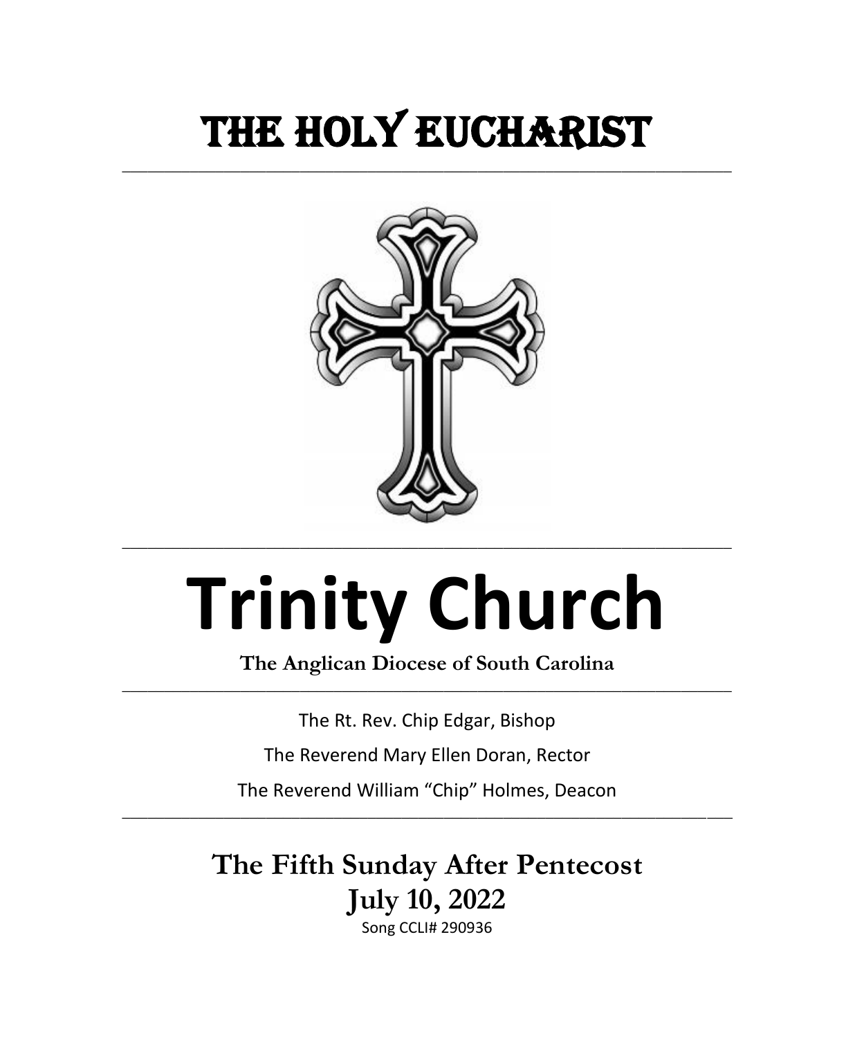# THE HOLY EUCHARIST

---

# Trinity Church

**The Anglican Diocese of South Carolina**

---

The Rt. Rev. Chip Edgar, Bishop

The Reverend Mary Ellen Doran, Rector

The Reverend William "Chip" Holmes, Deacon

---

## The Fifth Sunday After Pentecost
## July 10, 2022

Song CCLI# 290936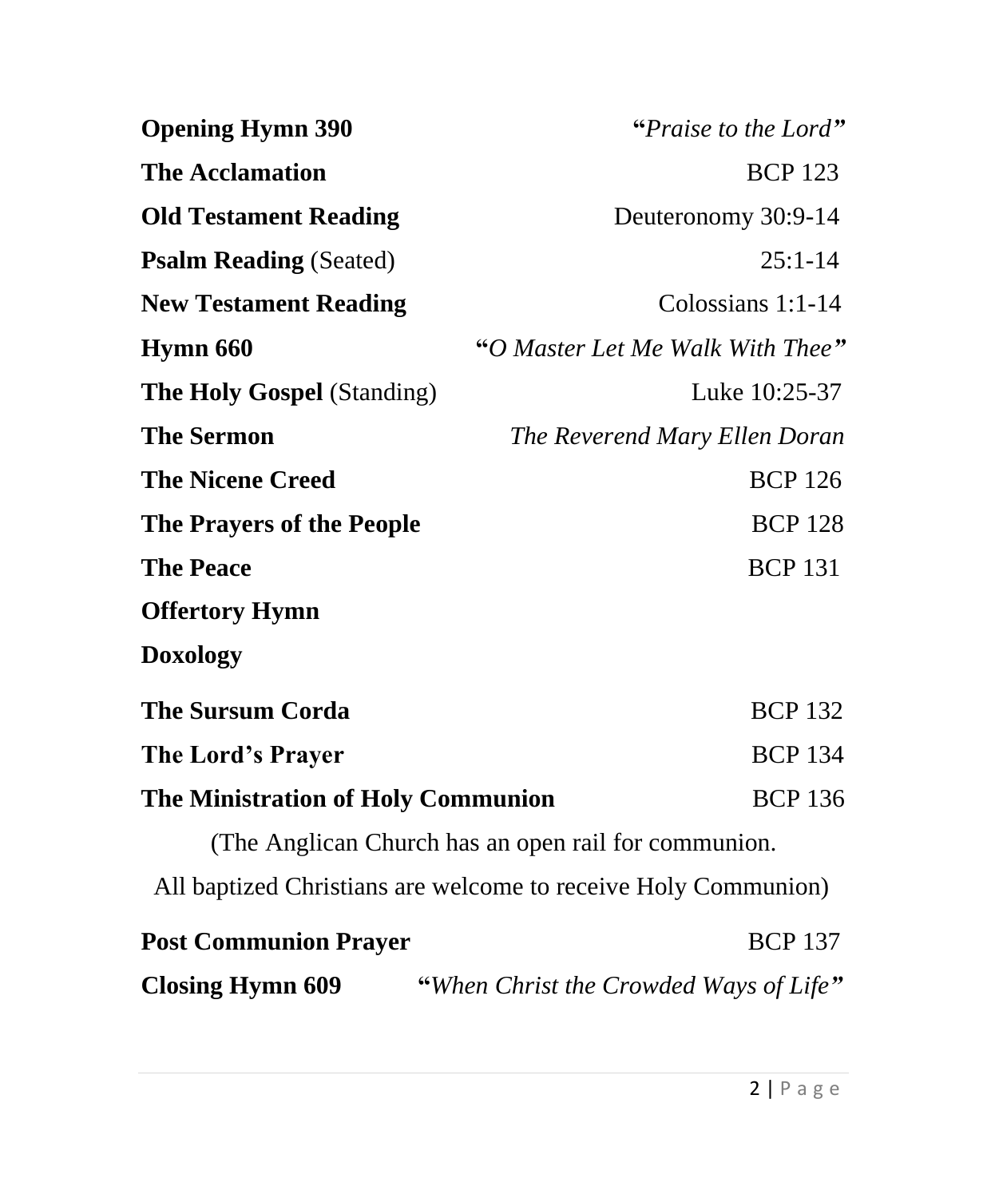| | |
|---|---|
| **Opening Hymn 390** | "*Praise to the Lord*" |
| **The Acclamation** | BCP 123 |
| **Old Testament Reading** | Deuteronomy 30:9-14 |
| **Psalm Reading** (Seated) | 25:1-14 |
| **New Testament Reading** | Colossians 1:1-14 |
| **Hymn 660** | "*O Master Let Me Walk With Thee*" |
| **The Holy Gospel** (Standing) | Luke 10:25-37 |
| **The Sermon** | *The Reverend Mary Ellen Doran* |
| **The Nicene Creed** | BCP 126 |
| **The Prayers of the People** | BCP 128 |
| **The Peace** | BCP 131 |
| **Offertory Hymn** | |
| **Doxology** | |
| **The Sursum Corda** | BCP 132 |
| **The Lord's Prayer** | BCP 134 |
| **The Ministration of Holy Communion** | BCP 136 |

(The Anglican Church has an open rail for communion.
All baptized Christians are welcome to receive Holy Communion)

| | |
|---|---|
| **Post Communion Prayer** | BCP 137 |
| **Closing Hymn 609** | "*When Christ the Crowded Ways of Life*" |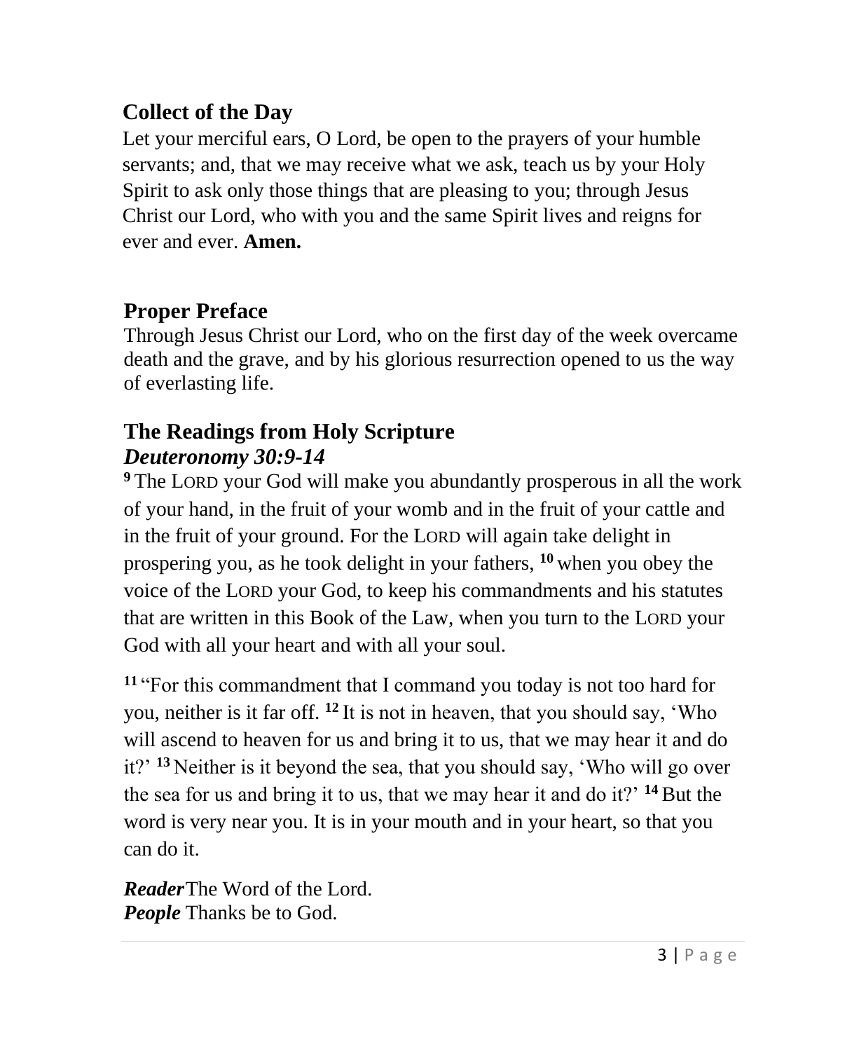## Collect of the Day

Let your merciful ears, O Lord, be open to the prayers of your humble servants; and, that we may receive what we ask, teach us by your Holy Spirit to ask only those things that are pleasing to you; through Jesus Christ our Lord, who with you and the same Spirit lives and reigns for ever and ever. **Amen.**

## Proper Preface

Through Jesus Christ our Lord, who on the first day of the week overcame death and the grave, and by his glorious resurrection opened to us the way of everlasting life.

## The Readings from Holy Scripture

### *Deuteronomy 30:9-14*

**9** The LORD your God will make you abundantly prosperous in all the work of your hand, in the fruit of your womb and in the fruit of your cattle and in the fruit of your ground. For the LORD will again take delight in prospering you, as he took delight in your fathers, **10** when you obey the voice of the LORD your God, to keep his commandments and his statutes that are written in this Book of the Law, when you turn to the LORD your God with all your heart and with all your soul.

**11** "For this commandment that I command you today is not too hard for you, neither is it far off. **12** It is not in heaven, that you should say, 'Who will ascend to heaven for us and bring it to us, that we may hear it and do it?' **13** Neither is it beyond the sea, that you should say, 'Who will go over the sea for us and bring it to us, that we may hear it and do it?' **14** But the word is very near you. It is in your mouth and in your heart, so that you can do it.

***Reader*** The Word of the Lord.
***People*** Thanks be to God.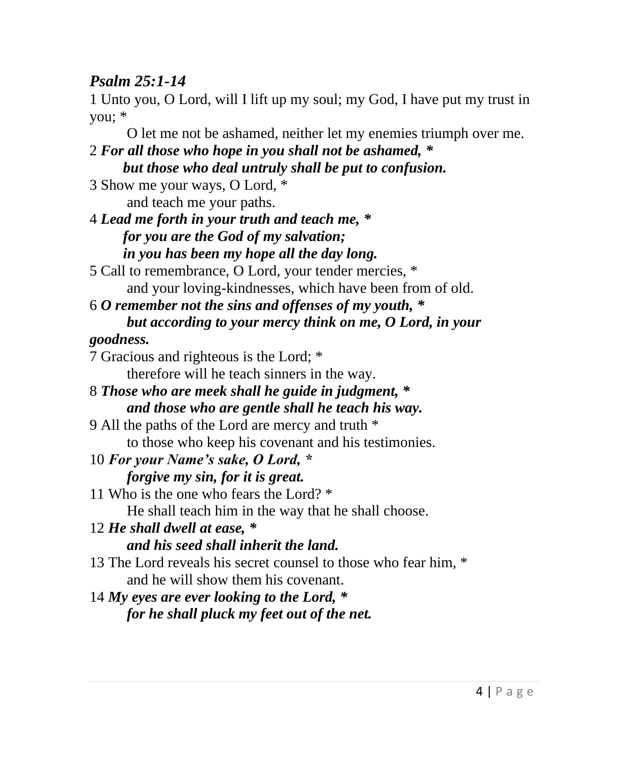***Psalm 25:1-14***

1 Unto you, O Lord, will I lift up my soul; my God, I have put my trust in you; *
O let me not be ashamed, neither let my enemies triumph over me.

2 ***For all those who hope in you shall not be ashamed, ****
***but those who deal untruly shall be put to confusion.***

3 Show me your ways, O Lord, *
and teach me your paths.

4 ***Lead me forth in your truth and teach me, ****
***for you are the God of my salvation;***
***in you has been my hope all the day long.***

5 Call to remembrance, O Lord, your tender mercies, *
and your loving-kindnesses, which have been from of old.

6 ***O remember not the sins and offenses of my youth, ****
***but according to your mercy think on me, O Lord, in your goodness.***

7 Gracious and righteous is the Lord; *
therefore will he teach sinners in the way.

8 ***Those who are meek shall he guide in judgment, ****
***and those who are gentle shall he teach his way.***

9 All the paths of the Lord are mercy and truth *
to those who keep his covenant and his testimonies.

10 ***For your Name's sake, O Lord, ****
***forgive my sin, for it is great.***

11 Who is the one who fears the Lord? *
He shall teach him in the way that he shall choose.

12 ***He shall dwell at ease, ****
***and his seed shall inherit the land.***

13 The Lord reveals his secret counsel to those who fear him, *
and he will show them his covenant.

14 ***My eyes are ever looking to the Lord, ****
***for he shall pluck my feet out of the net.***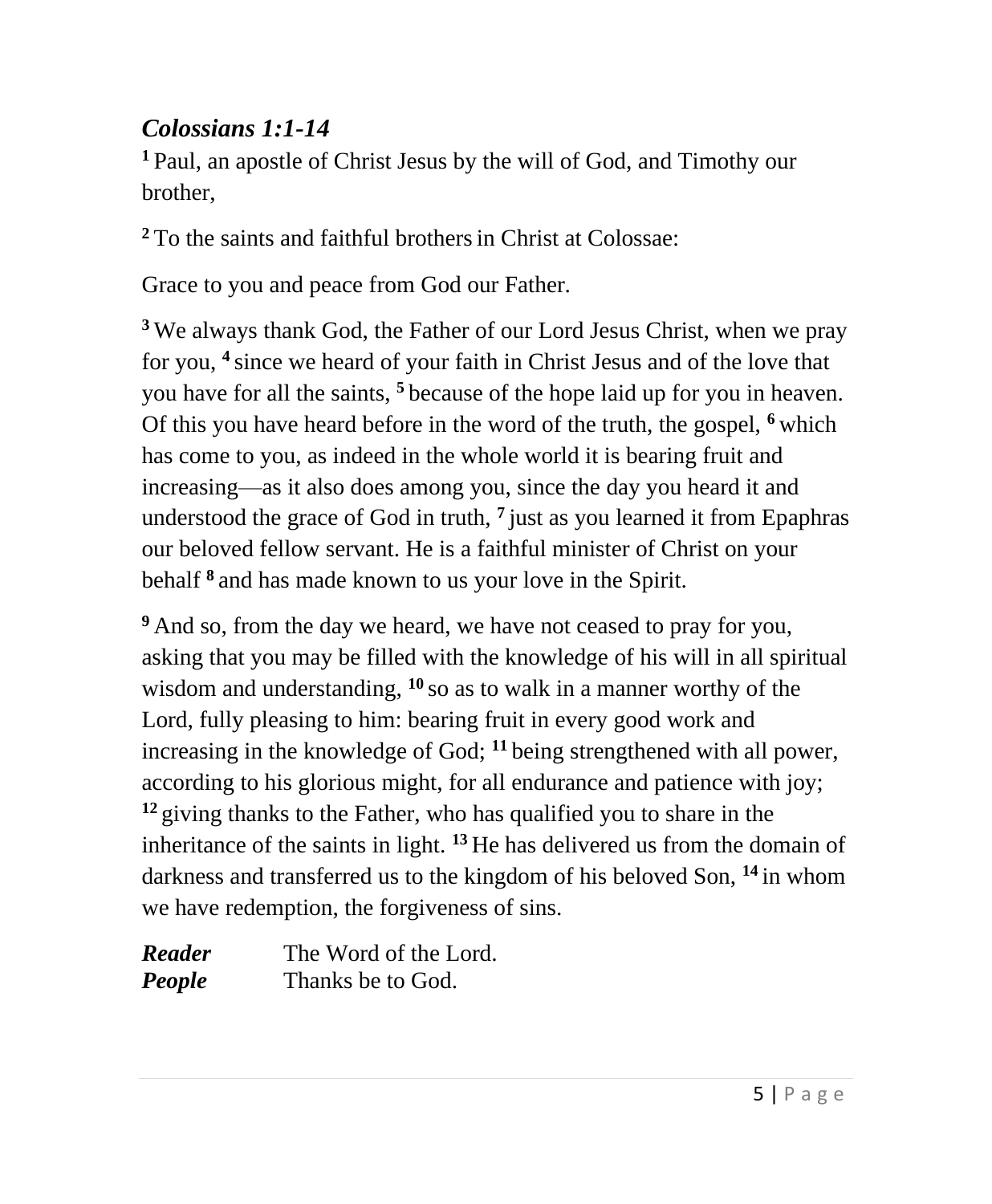### *Colossians 1:1-14*

[1] Paul, an apostle of Christ Jesus by the will of God, and Timothy our brother,

[2] To the saints and faithful brothers in Christ at Colossae:

Grace to you and peace from God our Father.

[3] We always thank God, the Father of our Lord Jesus Christ, when we pray for you, [4] since we heard of your faith in Christ Jesus and of the love that you have for all the saints, [5] because of the hope laid up for you in heaven. Of this you have heard before in the word of the truth, the gospel, [6] which has come to you, as indeed in the whole world it is bearing fruit and increasing—as it also does among you, since the day you heard it and understood the grace of God in truth, [7] just as you learned it from Epaphras our beloved fellow servant. He is a faithful minister of Christ on your behalf [8] and has made known to us your love in the Spirit.

[9] And so, from the day we heard, we have not ceased to pray for you, asking that you may be filled with the knowledge of his will in all spiritual wisdom and understanding, [10] so as to walk in a manner worthy of the Lord, fully pleasing to him: bearing fruit in every good work and increasing in the knowledge of God; [11] being strengthened with all power, according to his glorious might, for all endurance and patience with joy; [12] giving thanks to the Father, who has qualified you to share in the inheritance of the saints in light. [13] He has delivered us from the domain of darkness and transferred us to the kingdom of his beloved Son, [14] in whom we have redemption, the forgiveness of sins.

***Reader*** The Word of the Lord.
***People*** Thanks be to God.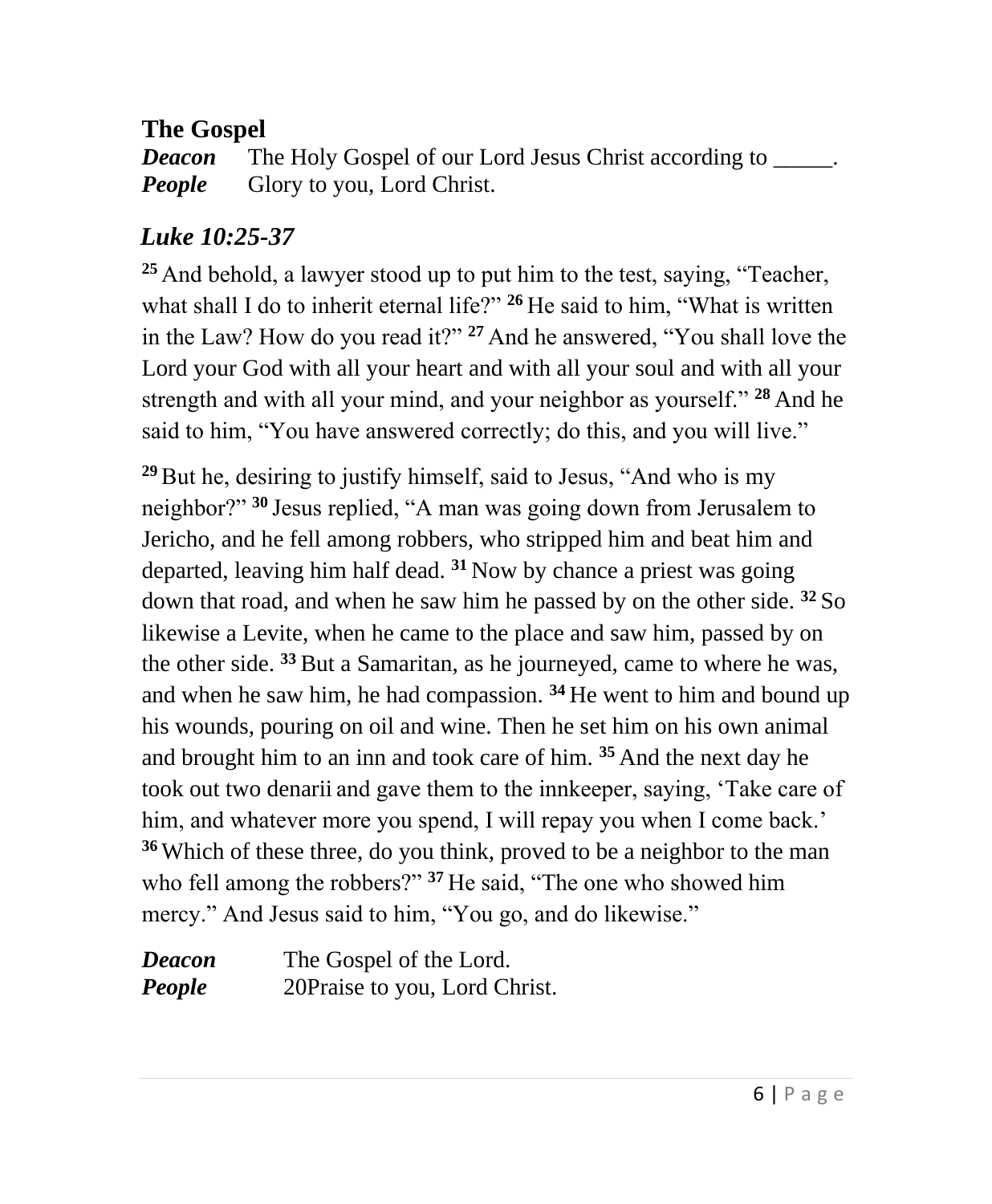## The Gospel

***Deacon*** The Holy Gospel of our Lord Jesus Christ according to _____.
***People*** Glory to you, Lord Christ.

### *Luke 10:25-37*

**25** And behold, a lawyer stood up to put him to the test, saying, "Teacher, what shall I do to inherit eternal life?" **26** He said to him, "What is written in the Law? How do you read it?" **27** And he answered, "You shall love the Lord your God with all your heart and with all your soul and with all your strength and with all your mind, and your neighbor as yourself." **28** And he said to him, "You have answered correctly; do this, and you will live."

**29** But he, desiring to justify himself, said to Jesus, "And who is my neighbor?" **30** Jesus replied, "A man was going down from Jerusalem to Jericho, and he fell among robbers, who stripped him and beat him and departed, leaving him half dead. **31** Now by chance a priest was going down that road, and when he saw him he passed by on the other side. **32** So likewise a Levite, when he came to the place and saw him, passed by on the other side. **33** But a Samaritan, as he journeyed, came to where he was, and when he saw him, he had compassion. **34** He went to him and bound up his wounds, pouring on oil and wine. Then he set him on his own animal and brought him to an inn and took care of him. **35** And the next day he took out two denarii and gave them to the innkeeper, saying, 'Take care of him, and whatever more you spend, I will repay you when I come back.' **36** Which of these three, do you think, proved to be a neighbor to the man who fell among the robbers?" **37** He said, "The one who showed him mercy." And Jesus said to him, "You go, and do likewise."

***Deacon*** The Gospel of the Lord.
***People*** 20Praise to you, Lord Christ.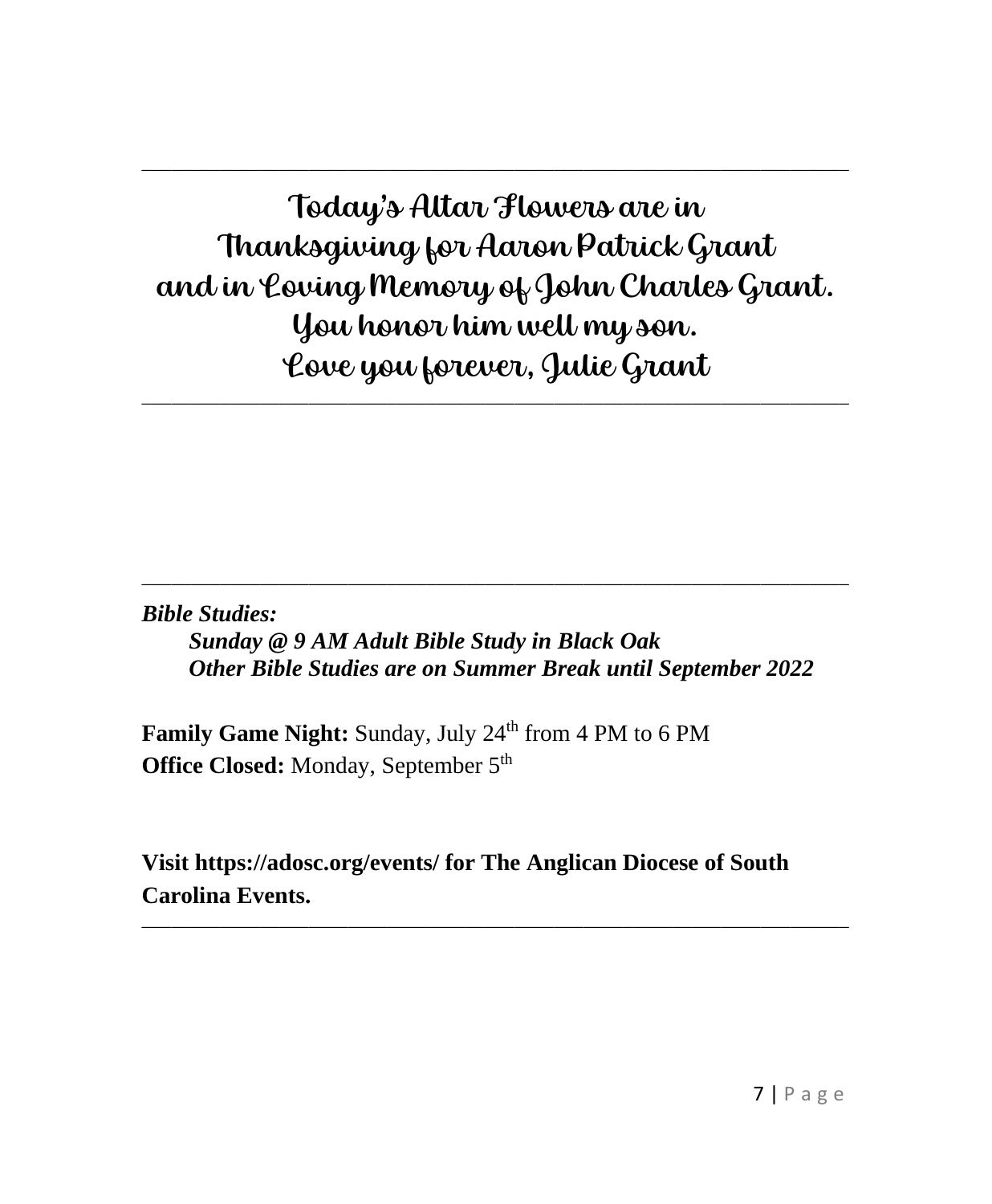---

Today's Altar Flowers are in  
Thanksgiving for Aaron Patrick Grant  
and in Loving Memory of John Charles Grant.  
You honor him well my son.  
Love you forever, Julie Grant

---

---

***Bible Studies:***

> ***Sunday @ 9 AM Adult Bible Study in Black Oak***  
> ***Other Bible Studies are on Summer Break until September 2022***

**Family Game Night:** Sunday, July 24th from 4 PM to 6 PM  
**Office Closed:** Monday, September 5th

**Visit https://adosc.org/events/ for The Anglican Diocese of South Carolina Events.**

---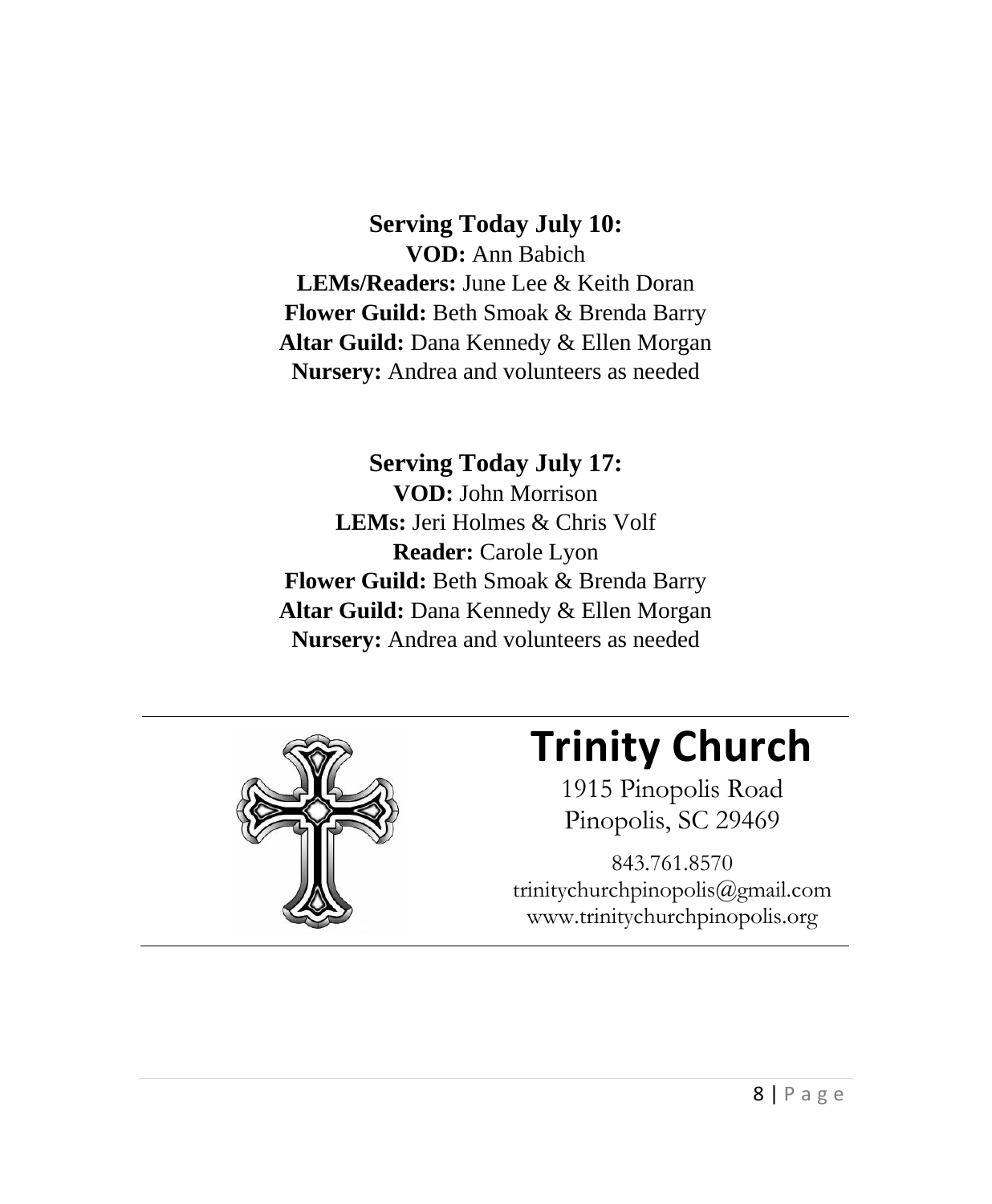**Serving Today July 10:**

**VOD:** Ann Babich
**LEMs/Readers:** June Lee & Keith Doran
**Flower Guild:** Beth Smoak & Brenda Barry
**Altar Guild:** Dana Kennedy & Ellen Morgan
**Nursery:** Andrea and volunteers as needed

**Serving Today July 17:**

**VOD:** John Morrison
**LEMs:** Jeri Holmes & Chris Volf
**Reader:** Carole Lyon
**Flower Guild:** Beth Smoak & Brenda Barry
**Altar Guild:** Dana Kennedy & Ellen Morgan
**Nursery:** Andrea and volunteers as needed

---

# Trinity Church

1915 Pinopolis Road
Pinopolis, SC 29469

843.761.8570
trinitychurchpinopolis@gmail.com
www.trinitychurchpinopolis.org

---